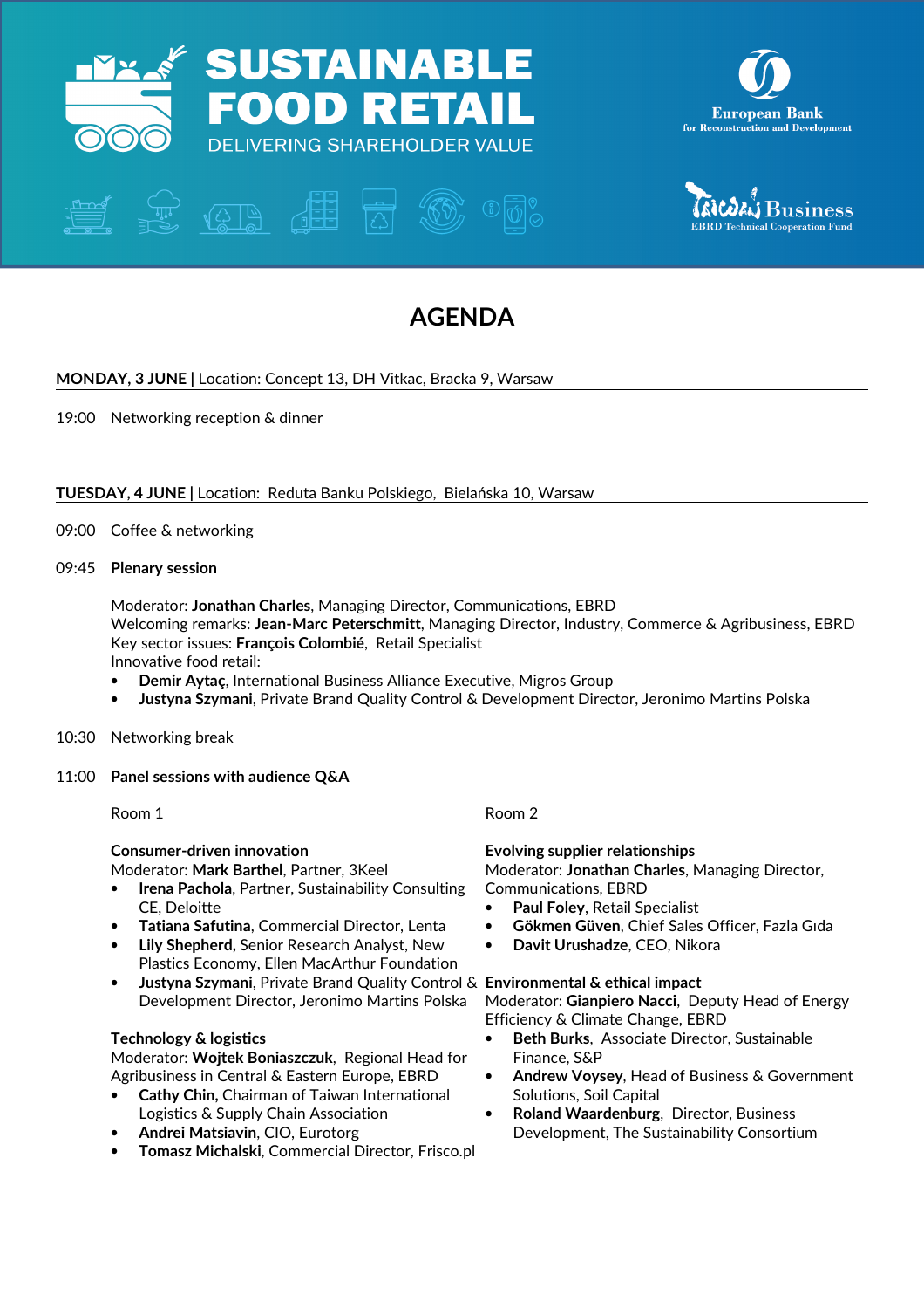# SUSTAINABLE FOOD RETAIL

DELIVERING SHAREHOLDER VALUE

European Bank for Reconstruction and Development

TaiwanBusiness EBRD Technical Cooperation Fund

## AGENDA

**MONDAY, 3 JUNE** | Location: Concept 13, DH Vitkac, Bracka 9, Warsaw

19:00 Networking reception & dinner

**TUESDAY, 4 JUNE** | Location: Reduta Banku Polskiego, Bielańska 10, Warsaw

09:00 Coffee & networking

09:45 **Plenary session**

Moderator: **Jonathan Charles**, Managing Director, Communications, EBRD
Welcoming remarks: **Jean-Marc Peterschmitt**, Managing Director, Industry, Commerce & Agribusiness, EBRD
Key sector issues: **François Colombié**, Retail Specialist
Innovative food retail:

- **Demir Aytaç**, International Business Alliance Executive, Migros Group
- **Justyna Szymani**, Private Brand Quality Control & Development Director, Jeronimo Martins Polska

10:30 Networking break

11:00 **Panel sessions with audience Q&A**

Room 1

**Consumer-driven innovation**
Moderator: **Mark Barthel**, Partner, 3Keel

- **Irena Pachola**, Partner, Sustainability Consulting CE, Deloitte
- **Tatiana Safutina**, Commercial Director, Lenta
- **Lily Shepherd,** Senior Research Analyst, New Plastics Economy, Ellen MacArthur Foundation
- **Justyna Szymani**, Private Brand Quality Control & Development Director, Jeronimo Martins Polska

**Technology & logistics**
Moderator: **Wojtek Boniaszczuk**, Regional Head for Agribusiness in Central & Eastern Europe, EBRD

- **Cathy Chin,** Chairman of Taiwan International Logistics & Supply Chain Association
- **Andrei Matsiavin**, CIO, Eurotorg
- **Tomasz Michalski**, Commercial Director, Frisco.pl

Room 2

**Evolving supplier relationships**
Moderator: **Jonathan Charles**, Managing Director, Communications, EBRD

- **Paul Foley**, Retail Specialist
- **Gökmen Güven**, Chief Sales Officer, Fazla Gıda
- **Davit Urushadze**, CEO, Nikora

**Environmental & ethical impact**
Moderator: **Gianpiero Nacci**, Deputy Head of Energy Efficiency & Climate Change, EBRD

- **Beth Burks**, Associate Director, Sustainable Finance, S&P
- **Andrew Voysey**, Head of Business & Government Solutions, Soil Capital
- **Roland Waardenburg**, Director, Business Development, The Sustainability Consortium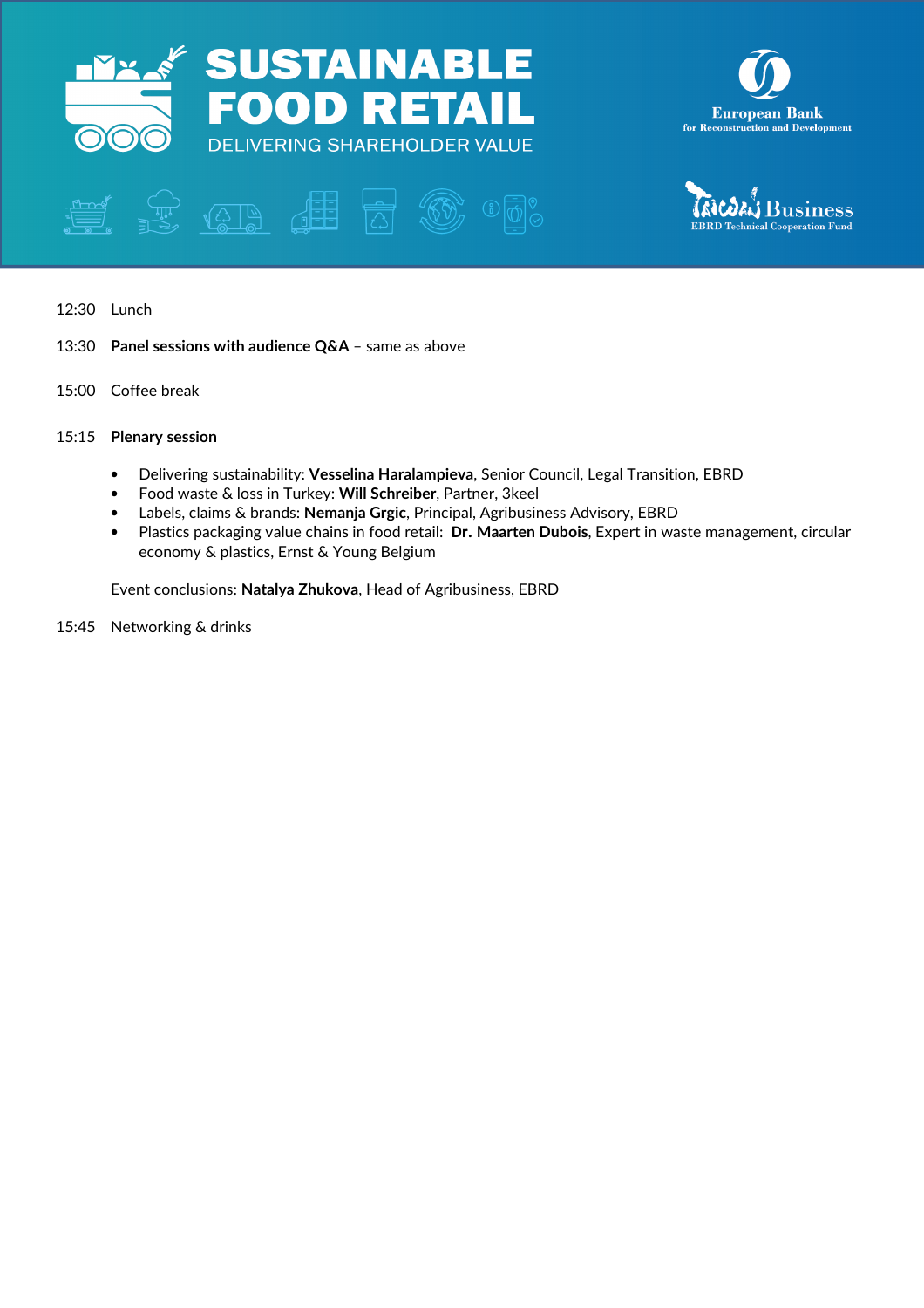# SUSTAINABLE FOOD RETAIL

DELIVERING SHAREHOLDER VALUE

European Bank for Reconstruction and Development

Taiwan Business EBRD Technical Cooperation Fund

12:30 Lunch

13:30 **Panel sessions with audience Q&A** – same as above

15:00 Coffee break

15:15 **Plenary session**

- Delivering sustainability: **Vesselina Haralampieva**, Senior Council, Legal Transition, EBRD
- Food waste & loss in Turkey: **Will Schreiber**, Partner, 3keel
- Labels, claims & brands: **Nemanja Grgic**, Principal, Agribusiness Advisory, EBRD
- Plastics packaging value chains in food retail: **Dr. Maarten Dubois**, Expert in waste management, circular economy & plastics, Ernst & Young Belgium

Event conclusions: **Natalya Zhukova**, Head of Agribusiness, EBRD

15:45 Networking & drinks